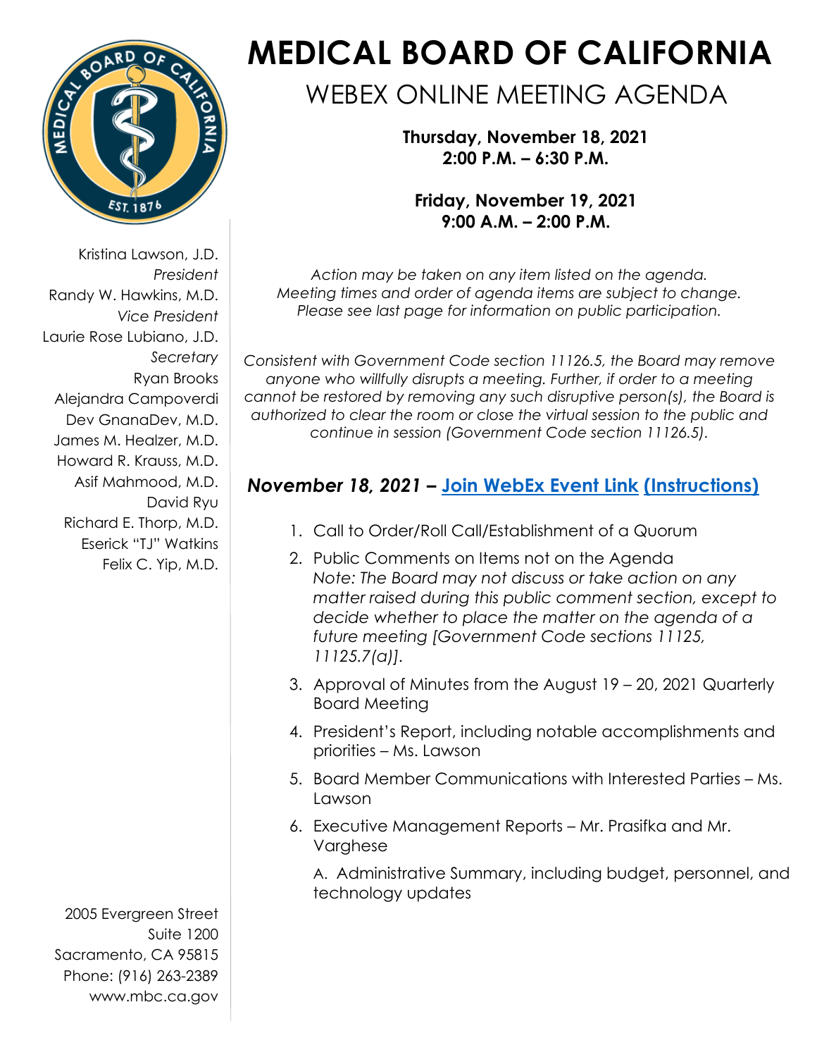# MEDICAL BOARD OF CALIFORNIA

## WEBEX ONLINE MEETING AGENDA

**Thursday, November 18, 2021**
**2:00 P.M. – 6:30 P.M.**

**Friday, November 19, 2021**
**9:00 A.M. – 2:00 P.M.**

*Action may be taken on any item listed on the agenda.*
*Meeting times and order of agenda items are subject to change.*
*Please see last page for information on public participation.*

*Consistent with Government Code section 11126.5, the Board may remove anyone who willfully disrupts a meeting. Further, if order to a meeting cannot be restored by removing any such disruptive person(s), the Board is authorized to clear the room or close the virtual session to the public and continue in session (Government Code section 11126.5).*

Kristina Lawson, J.D.
*President*
Randy W. Hawkins, M.D.
*Vice President*
Laurie Rose Lubiano, J.D.
*Secretary*
Ryan Brooks
Alejandra Campoverdi
Dev GnanaDev, M.D.
James M. Healzer, M.D.
Howard R. Krauss, M.D.
Asif Mahmood, M.D.
David Ryu
Richard E. Thorp, M.D.
Eserick "TJ" Watkins
Felix C. Yip, M.D.

2005 Evergreen Street
Suite 1200
Sacramento, CA 95815
Phone: (916) 263-2389
www.mbc.ca.gov

### *November 18, 2021 –* Join WebEx Event Link (Instructions)

1. Call to Order/Roll Call/Establishment of a Quorum
2. Public Comments on Items not on the Agenda
   *Note: The Board may not discuss or take action on any matter raised during this public comment section, except to decide whether to place the matter on the agenda of a future meeting [Government Code sections 11125, 11125.7(a)].*
3. Approval of Minutes from the August 19 – 20, 2021 Quarterly Board Meeting
4. President's Report, including notable accomplishments and priorities – Ms. Lawson
5. Board Member Communications with Interested Parties – Ms. Lawson
6. Executive Management Reports – Mr. Prasifka and Mr. Varghese

   A. Administrative Summary, including budget, personnel, and technology updates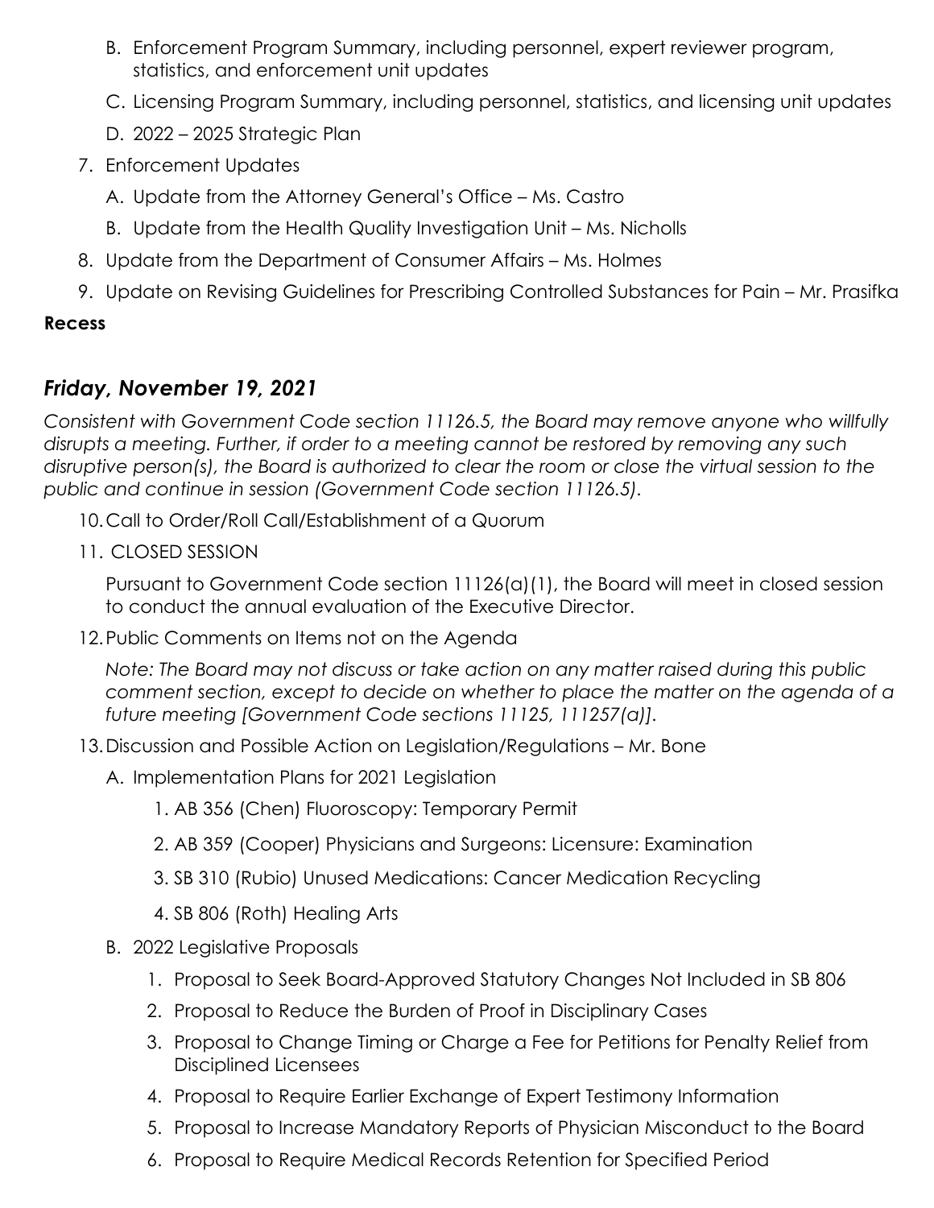B. Enforcement Program Summary, including personnel, expert reviewer program, statistics, and enforcement unit updates

C. Licensing Program Summary, including personnel, statistics, and licensing unit updates

D. 2022 – 2025 Strategic Plan

7. Enforcement Updates

   A. Update from the Attorney General's Office – Ms. Castro

   B. Update from the Health Quality Investigation Unit – Ms. Nicholls

8. Update from the Department of Consumer Affairs – Ms. Holmes

9. Update on Revising Guidelines for Prescribing Controlled Substances for Pain – Mr. Prasifka

**Recess**

## *Friday, November 19, 2021*

*Consistent with Government Code section 11126.5, the Board may remove anyone who willfully disrupts a meeting. Further, if order to a meeting cannot be restored by removing any such disruptive person(s), the Board is authorized to clear the room or close the virtual session to the public and continue in session (Government Code section 11126.5).*

10. Call to Order/Roll Call/Establishment of a Quorum

11. CLOSED SESSION

    Pursuant to Government Code section 11126(a)(1), the Board will meet in closed session to conduct the annual evaluation of the Executive Director.

12. Public Comments on Items not on the Agenda

    *Note: The Board may not discuss or take action on any matter raised during this public comment section, except to decide on whether to place the matter on the agenda of a future meeting [Government Code sections 11125, 111257(a)].*

13. Discussion and Possible Action on Legislation/Regulations – Mr. Bone

    A. Implementation Plans for 2021 Legislation

       1. AB 356 (Chen) Fluoroscopy: Temporary Permit
       2. AB 359 (Cooper) Physicians and Surgeons: Licensure: Examination
       3. SB 310 (Rubio) Unused Medications: Cancer Medication Recycling
       4. SB 806 (Roth) Healing Arts

    B. 2022 Legislative Proposals

       1. Proposal to Seek Board-Approved Statutory Changes Not Included in SB 806
       2. Proposal to Reduce the Burden of Proof in Disciplinary Cases
       3. Proposal to Change Timing or Charge a Fee for Petitions for Penalty Relief from Disciplined Licensees
       4. Proposal to Require Earlier Exchange of Expert Testimony Information
       5. Proposal to Increase Mandatory Reports of Physician Misconduct to the Board
       6. Proposal to Require Medical Records Retention for Specified Period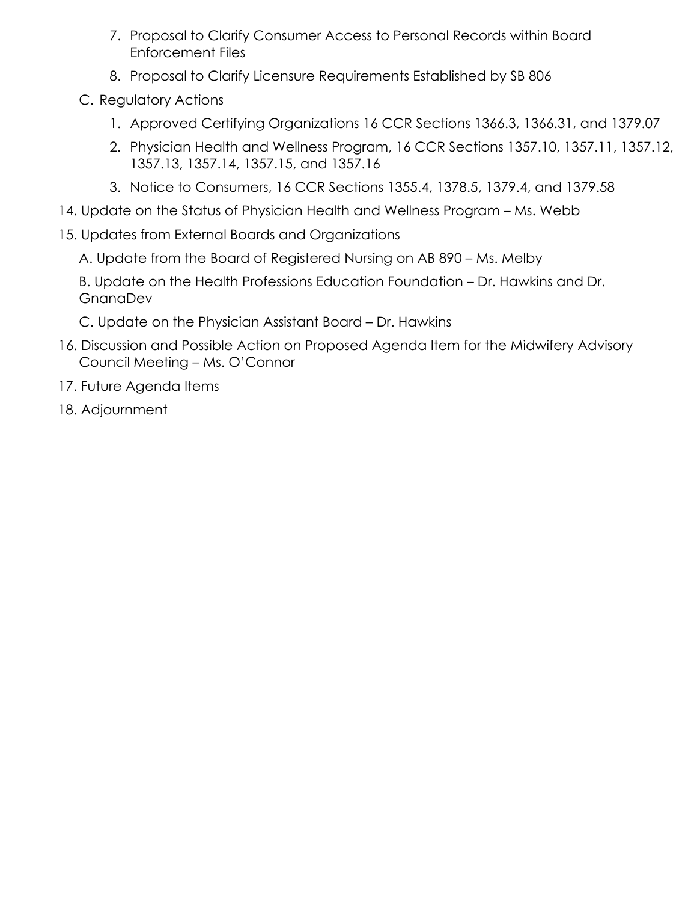7. Proposal to Clarify Consumer Access to Personal Records within Board Enforcement Files
   8. Proposal to Clarify Licensure Requirements Established by SB 806

   C. Regulatory Actions

   1. Approved Certifying Organizations 16 CCR Sections 1366.3, 1366.31, and 1379.07
   2. Physician Health and Wellness Program, 16 CCR Sections 1357.10, 1357.11, 1357.12, 1357.13, 1357.14, 1357.15, and 1357.16
   3. Notice to Consumers, 16 CCR Sections 1355.4, 1378.5, 1379.4, and 1379.58

14. Update on the Status of Physician Health and Wellness Program – Ms. Webb
15. Updates from External Boards and Organizations

    A. Update from the Board of Registered Nursing on AB 890 – Ms. Melby

    B. Update on the Health Professions Education Foundation – Dr. Hawkins and Dr. GnanaDev

    C. Update on the Physician Assistant Board – Dr. Hawkins

16. Discussion and Possible Action on Proposed Agenda Item for the Midwifery Advisory Council Meeting – Ms. O'Connor
17. Future Agenda Items
18. Adjournment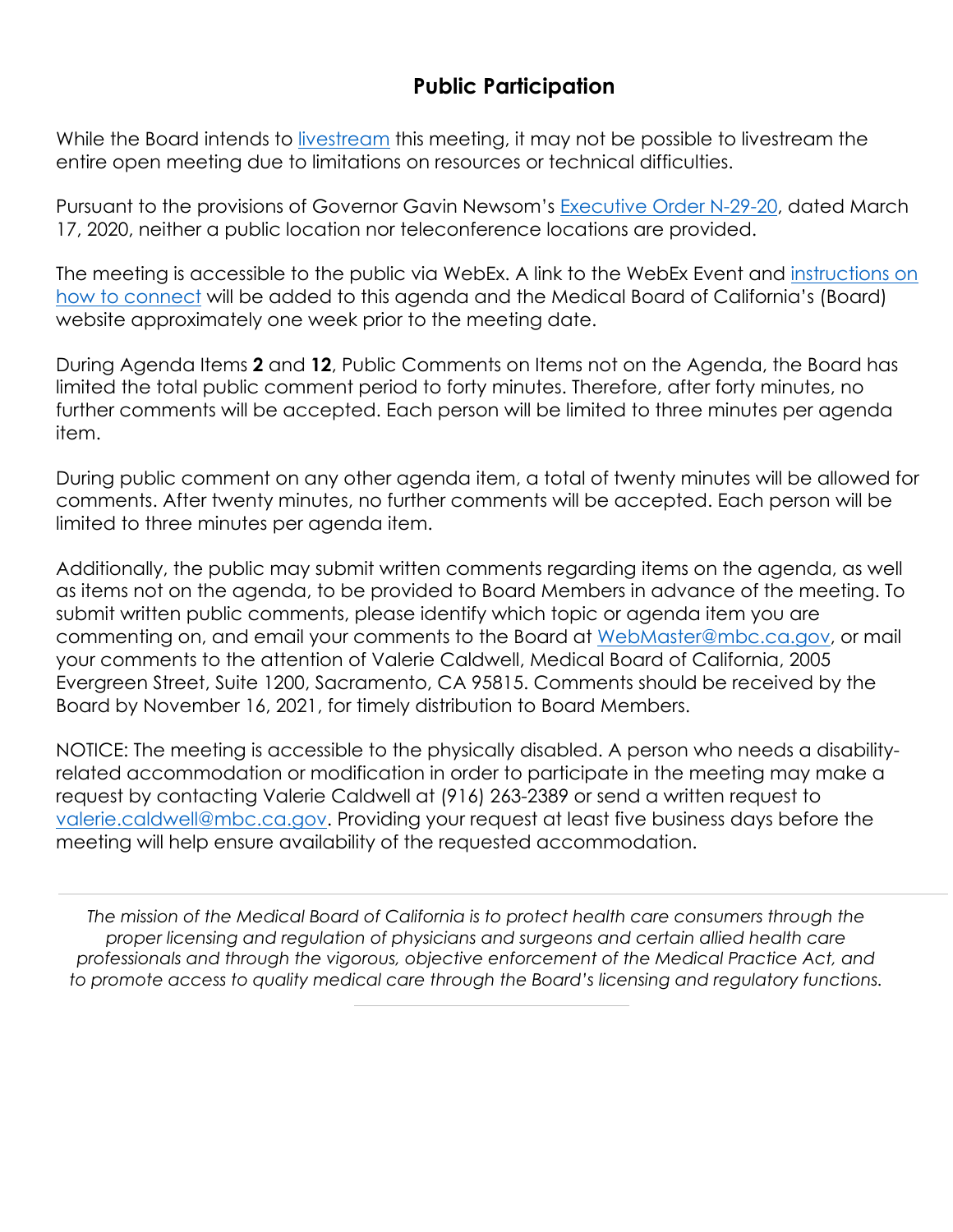## Public Participation

While the Board intends to livestream this meeting, it may not be possible to livestream the entire open meeting due to limitations on resources or technical difficulties.

Pursuant to the provisions of Governor Gavin Newsom's Executive Order N-29-20, dated March 17, 2020, neither a public location nor teleconference locations are provided.

The meeting is accessible to the public via WebEx. A link to the WebEx Event and instructions on how to connect will be added to this agenda and the Medical Board of California's (Board) website approximately one week prior to the meeting date.

During Agenda Items **2** and **12**, Public Comments on Items not on the Agenda, the Board has limited the total public comment period to forty minutes. Therefore, after forty minutes, no further comments will be accepted. Each person will be limited to three minutes per agenda item.

During public comment on any other agenda item, a total of twenty minutes will be allowed for comments. After twenty minutes, no further comments will be accepted. Each person will be limited to three minutes per agenda item.

Additionally, the public may submit written comments regarding items on the agenda, as well as items not on the agenda, to be provided to Board Members in advance of the meeting. To submit written public comments, please identify which topic or agenda item you are commenting on, and email your comments to the Board at WebMaster@mbc.ca.gov, or mail your comments to the attention of Valerie Caldwell, Medical Board of California, 2005 Evergreen Street, Suite 1200, Sacramento, CA 95815. Comments should be received by the Board by November 16, 2021, for timely distribution to Board Members.

NOTICE: The meeting is accessible to the physically disabled. A person who needs a disability-related accommodation or modification in order to participate in the meeting may make a request by contacting Valerie Caldwell at (916) 263-2389 or send a written request to valerie.caldwell@mbc.ca.gov. Providing your request at least five business days before the meeting will help ensure availability of the requested accommodation.

---

*The mission of the Medical Board of California is to protect health care consumers through the proper licensing and regulation of physicians and surgeons and certain allied health care professionals and through the vigorous, objective enforcement of the Medical Practice Act, and to promote access to quality medical care through the Board's licensing and regulatory functions.*